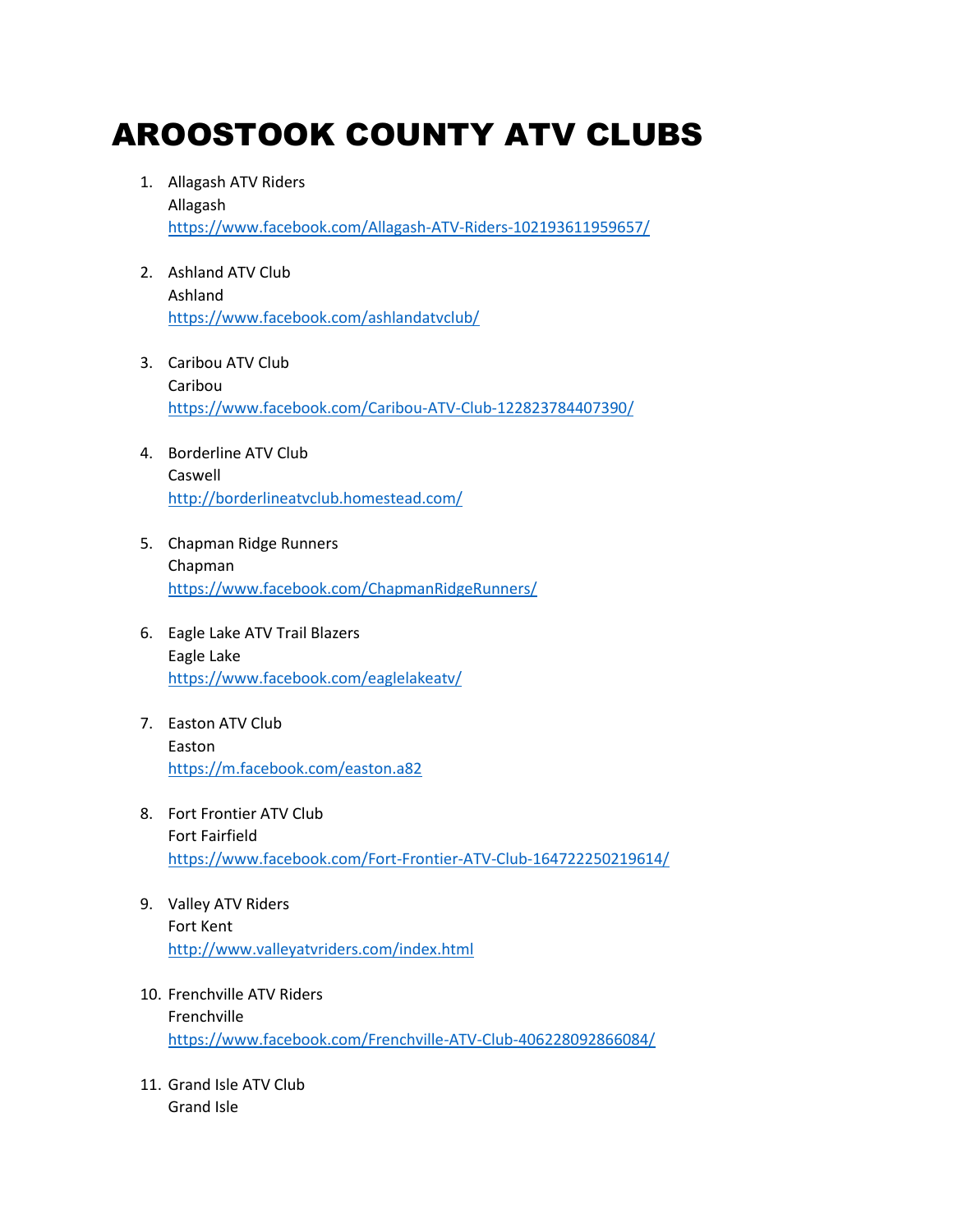# AROOSTOOK COUNTY ATV CLUBS

1. Allagash ATV Riders
   Allagash
   https://www.facebook.com/Allagash-ATV-Riders-102193611959657/

2. Ashland ATV Club
   Ashland
   https://www.facebook.com/ashlandatvclub/

3. Caribou ATV Club
   Caribou
   https://www.facebook.com/Caribou-ATV-Club-122823784407390/

4. Borderline ATV Club
   Caswell
   http://borderlineatvclub.homestead.com/

5. Chapman Ridge Runners
   Chapman
   https://www.facebook.com/ChapmanRidgeRunners/

6. Eagle Lake ATV Trail Blazers
   Eagle Lake
   https://www.facebook.com/eaglelakeatv/

7. Easton ATV Club
   Easton
   https://m.facebook.com/easton.a82

8. Fort Frontier ATV Club
   Fort Fairfield
   https://www.facebook.com/Fort-Frontier-ATV-Club-164722250219614/

9. Valley ATV Riders
   Fort Kent
   http://www.valleyatvriders.com/index.html

10. Frenchville ATV Riders
    Frenchville
    https://www.facebook.com/Frenchville-ATV-Club-406228092866084/

11. Grand Isle ATV Club
    Grand Isle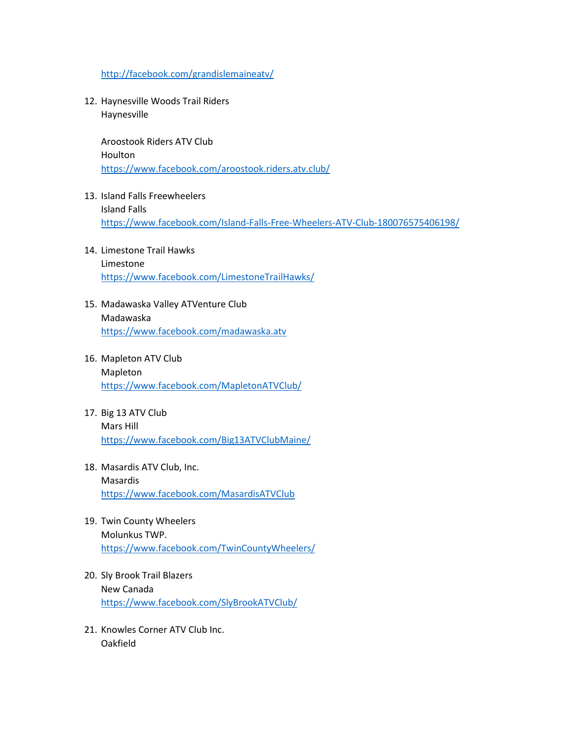http://facebook.com/grandislemaineatv/

12. Haynesville Woods Trail Riders
    Haynesville

    Aroostook Riders ATV Club
    Houlton
    https://www.facebook.com/aroostook.riders.atv.club/

13. Island Falls Freewheelers
    Island Falls
    https://www.facebook.com/Island-Falls-Free-Wheelers-ATV-Club-180076575406198/

14. Limestone Trail Hawks
    Limestone
    https://www.facebook.com/LimestoneTrailHawks/

15. Madawaska Valley ATVenture Club
    Madawaska
    https://www.facebook.com/madawaska.atv

16. Mapleton ATV Club
    Mapleton
    https://www.facebook.com/MapletonATVClub/

17. Big 13 ATV Club
    Mars Hill
    https://www.facebook.com/Big13ATVClubMaine/

18. Masardis ATV Club, Inc.
    Masardis
    https://www.facebook.com/MasardisATVClub

19. Twin County Wheelers
    Molunkus TWP.
    https://www.facebook.com/TwinCountyWheelers/

20. Sly Brook Trail Blazers
    New Canada
    https://www.facebook.com/SlyBrookATVClub/

21. Knowles Corner ATV Club Inc.
    Oakfield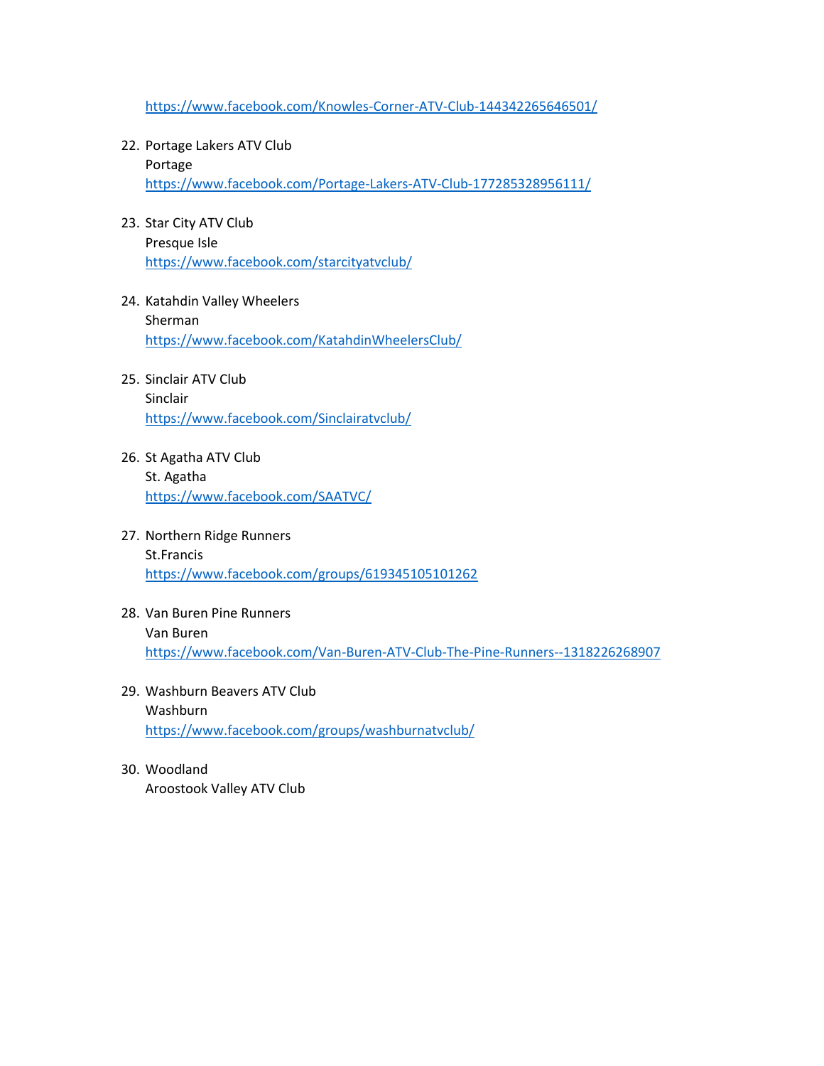https://www.facebook.com/Knowles-Corner-ATV-Club-144342265646501/

22. Portage Lakers ATV Club
    Portage
    https://www.facebook.com/Portage-Lakers-ATV-Club-177285328956111/

23. Star City ATV Club
    Presque Isle
    https://www.facebook.com/starcityatvclub/

24. Katahdin Valley Wheelers
    Sherman
    https://www.facebook.com/KatahdinWheelersClub/

25. Sinclair ATV Club
    Sinclair
    https://www.facebook.com/Sinclairatvclub/

26. St Agatha ATV Club
    St. Agatha
    https://www.facebook.com/SAATVC/

27. Northern Ridge Runners
    St.Francis
    https://www.facebook.com/groups/619345105101262

28. Van Buren Pine Runners
    Van Buren
    https://www.facebook.com/Van-Buren-ATV-Club-The-Pine-Runners--1318226268907

29. Washburn Beavers ATV Club
    Washburn
    https://www.facebook.com/groups/washburnatvclub/

30. Woodland
    Aroostook Valley ATV Club